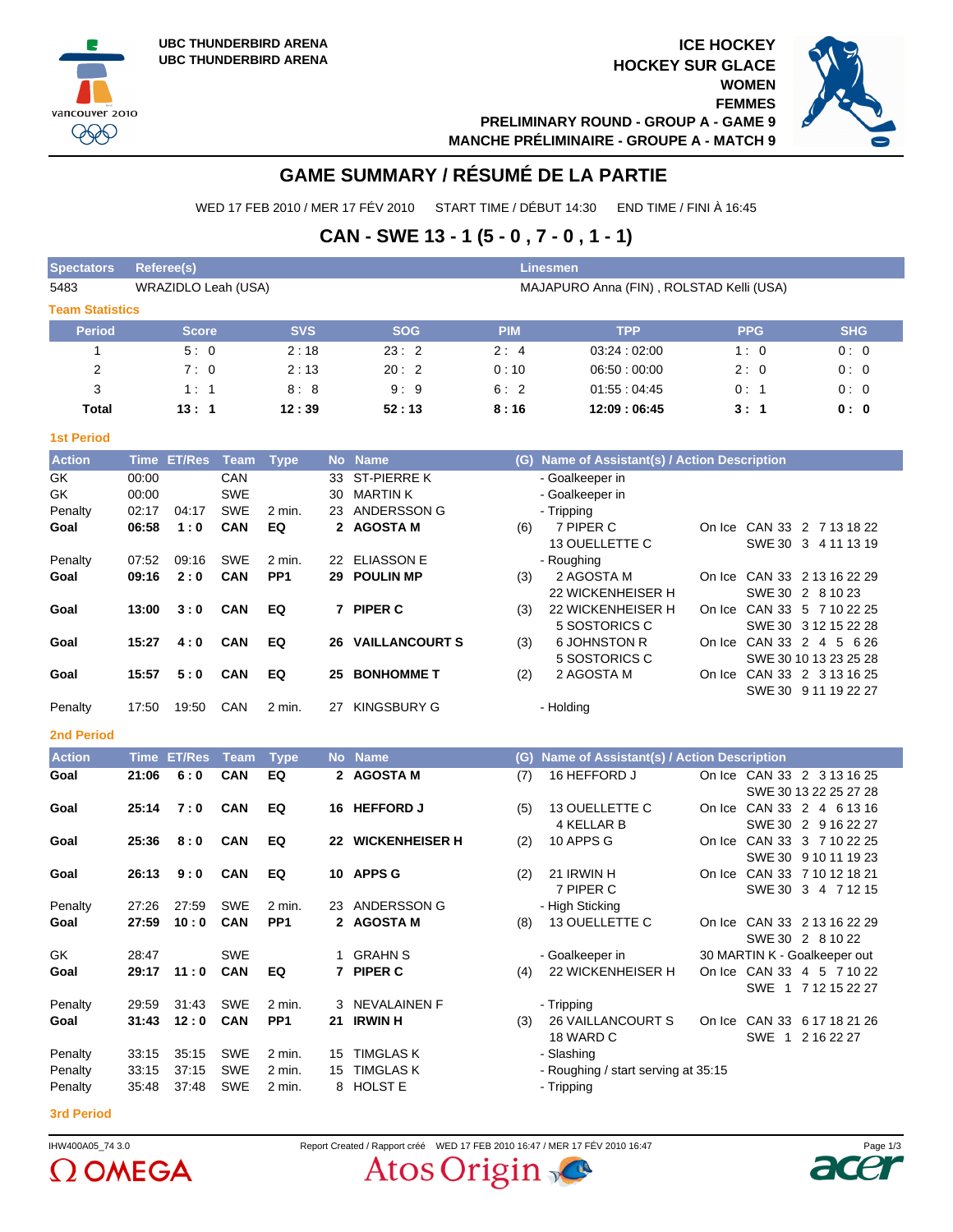UBC THUNDERBIRD ARENA
UBC THUNDERBIRD ARENA

ICE HOCKEY
HOCKEY SUR GLACE
WOMEN
FEMMES
PRELIMINARY ROUND - GROUP A - GAME 9
MANCHE PRÉLIMINAIRE - GROUPE A - MATCH 9

# GAME SUMMARY / RÉSUMÉ DE LA PARTIE

WED 17 FEB 2010 / MER 17 FÉV 2010     START TIME / DÉBUT 14:30     END TIME / FINI À 16:45

## CAN - SWE 13 - 1 (5 - 0 , 7 - 0 , 1 - 1)

| Spectators | Referee(s) | Linesmen |
|---|---|---|
| 5483 | WRAZIDLO Leah (USA) | MAJAPURO Anna (FIN) , ROLSTAD Kelli (USA) |

### Team Statistics

| Period | Score | SVS | SOG | PIM | TPP | PPG | SHG |
|---|---|---|---|---|---|---|---|
| 1 | 5 : 0 | 2 : 18 | 23 : 2 | 2 : 4 | 03:24 : 02:00 | 1 : 0 | 0 : 0 |
| 2 | 7 : 0 | 2 : 13 | 20 : 2 | 0 : 10 | 06:50 : 00:00 | 2 : 0 | 0 : 0 |
| 3 | 1 : 1 | 8 : 8 | 9 : 9 | 6 : 2 | 01:55 : 04:45 | 0 : 1 | 0 : 0 |
| **Total** | **13 : 1** | **12 : 39** | **52 : 13** | **8 : 16** | **12:09 : 06:45** | **3 : 1** | **0 : 0** |

### 1st Period

| Action | Time | ET/Res | Team | Type | No | Name | (G) | Name of Assistant(s) / Action Description | | |
|---|---|---|---|---|---|---|---|---|---|---|
| GK | 00:00 | | CAN | | 33 | ST-PIERRE K | | - Goalkeeper in | | |
| GK | 00:00 | | SWE | | 30 | MARTIN K | | - Goalkeeper in | | |
| Penalty | 02:17 | 04:17 | SWE | 2 min. | 23 | ANDERSSON G | | - Tripping | | |
| **Goal** | **06:58** | **1 : 0** | **CAN** | **EQ** | **2** | **AGOSTA M** | (6) | 7 PIPER C<br>13 OUELLETTE C | On Ice | CAN 33 2 7 13 18 22<br>SWE 30 3 4 11 13 19 |
| Penalty | 07:52 | 09:16 | SWE | 2 min. | 22 | ELIASSON E | | - Roughing | | |
| **Goal** | **09:16** | **2 : 0** | **CAN** | **PP1** | **29** | **POULIN MP** | (3) | 2 AGOSTA M<br>22 WICKENHEISER H | On Ice | CAN 33 2 13 16 22 29<br>SWE 30 2 8 10 23 |
| **Goal** | **13:00** | **3 : 0** | **CAN** | **EQ** | **7** | **PIPER C** | (3) | 22 WICKENHEISER H<br>5 SOSTORICS C | On Ice | CAN 33 5 7 10 22 25<br>SWE 30 3 12 15 22 28 |
| **Goal** | **15:27** | **4 : 0** | **CAN** | **EQ** | **26** | **VAILLANCOURT S** | (3) | 6 JOHNSTON R<br>5 SOSTORICS C | On Ice | CAN 33 2 4 5 6 26<br>SWE 30 10 13 23 25 28 |
| **Goal** | **15:57** | **5 : 0** | **CAN** | **EQ** | **25** | **BONHOMME T** | (2) | 2 AGOSTA M | On Ice | CAN 33 2 3 13 16 25<br>SWE 30 9 11 19 22 27 |
| Penalty | 17:50 | 19:50 | CAN | 2 min. | 27 | KINGSBURY G | | - Holding | | |

### 2nd Period

| Action | Time | ET/Res | Team | Type | No | Name | (G) | Name of Assistant(s) / Action Description | | |
|---|---|---|---|---|---|---|---|---|---|---|
| **Goal** | **21:06** | **6 : 0** | **CAN** | **EQ** | **2** | **AGOSTA M** | (7) | 16 HEFFORD J | On Ice | CAN 33 2 3 13 16 25<br>SWE 30 13 22 25 27 28 |
| **Goal** | **25:14** | **7 : 0** | **CAN** | **EQ** | **16** | **HEFFORD J** | (5) | 13 OUELLETTE C<br>4 KELLAR B | On Ice | CAN 33 2 4 6 13 16<br>SWE 30 2 9 16 22 27 |
| **Goal** | **25:36** | **8 : 0** | **CAN** | **EQ** | **22** | **WICKENHEISER H** | (2) | 10 APPS G | On Ice | CAN 33 3 7 10 22 25<br>SWE 30 9 10 11 19 23 |
| **Goal** | **26:13** | **9 : 0** | **CAN** | **EQ** | **10** | **APPS G** | (2) | 21 IRWIN H<br>7 PIPER C | On Ice | CAN 33 7 10 12 18 21<br>SWE 30 3 4 7 12 15 |
| Penalty | 27:26 | 27:59 | SWE | 2 min. | 23 | ANDERSSON G | | - High Sticking | | |
| **Goal** | **27:59** | **10 : 0** | **CAN** | **PP1** | **2** | **AGOSTA M** | (8) | 13 OUELLETTE C | On Ice | CAN 33 2 13 16 22 29<br>SWE 30 2 8 10 22 |
| GK | 28:47 | | SWE | | 1 | GRAHN S | | - Goalkeeper in | 30 MARTIN K - Goalkeeper out | |
| **Goal** | **29:17** | **11 : 0** | **CAN** | **EQ** | **7** | **PIPER C** | (4) | 22 WICKENHEISER H | On Ice | CAN 33 4 5 7 10 22<br>SWE 1 7 12 15 22 27 |
| Penalty | 29:59 | 31:43 | SWE | 2 min. | 3 | NEVALAINEN F | | - Tripping | | |
| **Goal** | **31:43** | **12 : 0** | **CAN** | **PP1** | **21** | **IRWIN H** | (3) | 26 VAILLANCOURT S<br>18 WARD C | On Ice | CAN 33 6 17 18 21 26<br>SWE 1 2 16 22 27 |
| Penalty | 33:15 | 35:15 | SWE | 2 min. | 15 | TIMGLAS K | | - Slashing | | |
| Penalty | 33:15 | 37:15 | SWE | 2 min. | 15 | TIMGLAS K | | - Roughing / start serving at 35:15 | | |
| Penalty | 35:48 | 37:48 | SWE | 2 min. | 8 | HOLST E | | - Tripping | | |

### 3rd Period

IHW400A05_74 3.0     Report Created / Rapport créé WED 17 FEB 2010 16:47 / MER 17 FÉV 2010 16:47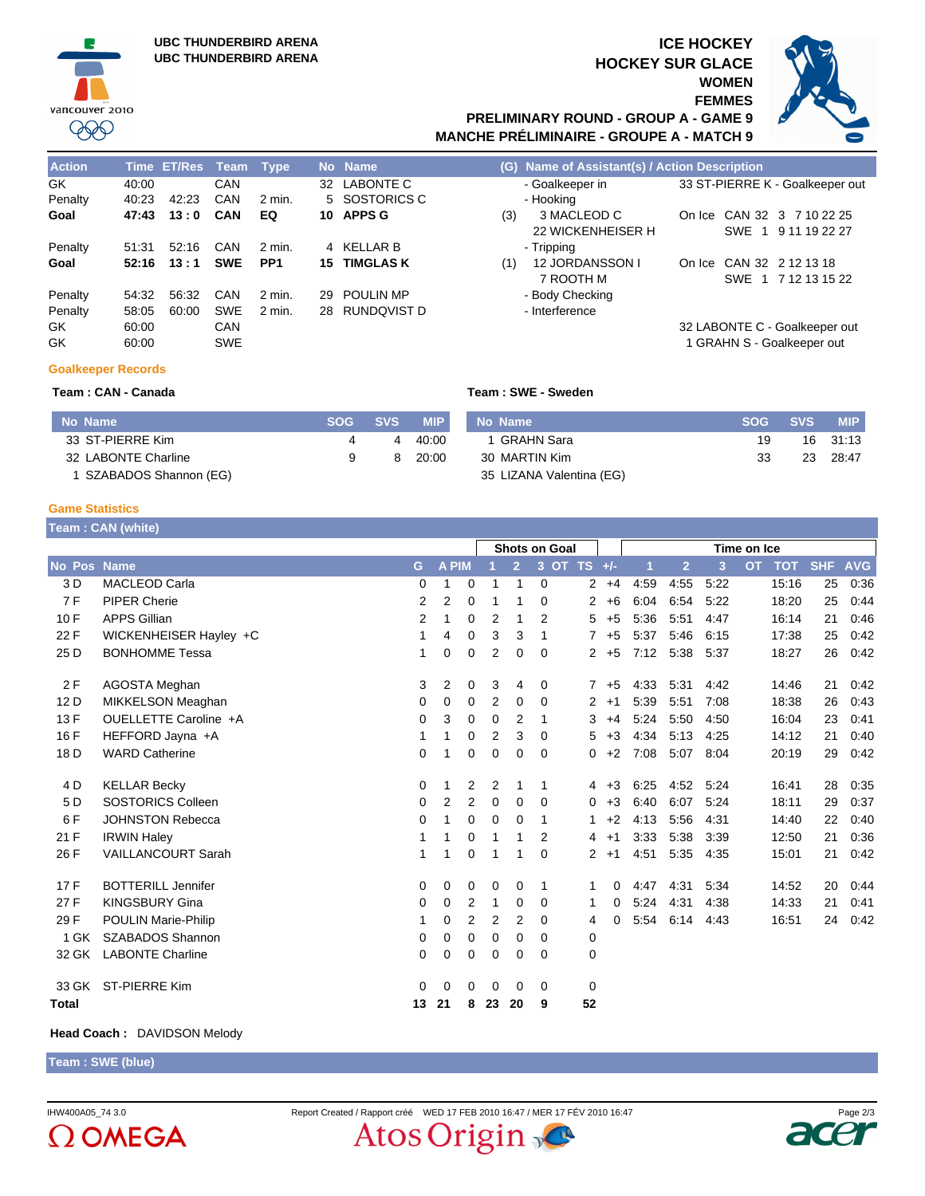UBC THUNDERBIRD ARENA
UBC THUNDERBIRD ARENA

# ICE HOCKEY
# HOCKEY SUR GLACE
## WOMEN
## FEMMES
### PRELIMINARY ROUND - GROUP A - GAME 9
### MANCHE PRÉLIMINAIRE - GROUPE A - MATCH 9

| Action | Time | ET/Res | Team | Type | No | Name | (G) | Name of Assistant(s) / Action Description | |
|---|---|---|---|---|---|---|---|---|---|
| GK | 40:00 | | CAN | | 32 | LABONTE C | | - Goalkeeper in | 33 ST-PIERRE K - Goalkeeper out |
| Penalty | 40:23 | 42:23 | CAN | 2 min. | 5 | SOSTORICS C | | - Hooking | |
| **Goal** | **47:43** | **13 : 0** | **CAN** | **EQ** | **10** | **APPS G** | (3) | 3 MACLEOD C<br>22 WICKENHEISER H | On Ice CAN 32 3 7 10 22 25<br>SWE 1 9 11 19 22 27 |
| Penalty | 51:31 | 52:16 | CAN | 2 min. | 4 | KELLAR B | | - Tripping | |
| **Goal** | **52:16** | **13 : 1** | **SWE** | **PP1** | **15** | **TIMGLAS K** | (1) | 12 JORDANSSON I<br>7 ROOTH M | On Ice CAN 32 2 12 13 18<br>SWE 1 7 12 13 15 22 |
| Penalty | 54:32 | 56:32 | CAN | 2 min. | 29 | POULIN MP | | - Body Checking | |
| Penalty | 58:05 | 60:00 | SWE | 2 min. | 28 | RUNDQVIST D | | - Interference | |
| GK | 60:00 | | CAN | | | | | | 32 LABONTE C - Goalkeeper out |
| GK | 60:00 | | SWE | | | | | | 1 GRAHN S - Goalkeeper out |

**Goalkeeper Records**

**Team : CAN - Canada**

| No | Name | SOG | SVS | MIP |
|---|---|---|---|---|
| 33 | ST-PIERRE Kim | 4 | 4 | 40:00 |
| 32 | LABONTE Charline | 9 | 8 | 20:00 |
| 1 | SZABADOS Shannon (EG) | | | |

**Team : SWE - Sweden**

| No | Name | SOG | SVS | MIP |
|---|---|---|---|---|
| 1 | GRAHN Sara | 19 | 16 | 31:13 |
| 30 | MARTIN Kim | 33 | 23 | 28:47 |
| 35 | LIZANA Valentina (EG) | | | |

**Game Statistics**

**Team : CAN (white)**

| No | Pos | Name | G | A | PIM | SOG 1 | SOG 2 | SOG 3 | SOG OT | SOG TS | +/- | TOI 1 | TOI 2 | TOI 3 | TOI OT | TOT | SHF | AVG |
|---|---|---|---|---|---|---|---|---|---|---|---|---|---|---|---|---|---|---|
| 3 | D | MACLEOD Carla | 0 | 1 | 0 | 1 | 1 | 0 | | 2 | +4 | 4:59 | 4:55 | 5:22 | | 15:16 | 25 | 0:36 |
| 7 | F | PIPER Cherie | 2 | 2 | 0 | 1 | 1 | 0 | | 2 | +6 | 6:04 | 6:54 | 5:22 | | 18:20 | 25 | 0:44 |
| 10 | F | APPS Gillian | 2 | 1 | 0 | 2 | 1 | 2 | | 5 | +5 | 5:36 | 5:51 | 4:47 | | 16:14 | 21 | 0:46 |
| 22 | F | WICKENHEISER Hayley +C | 1 | 4 | 0 | 3 | 3 | 1 | | 7 | +5 | 5:37 | 5:46 | 6:15 | | 17:38 | 25 | 0:42 |
| 25 | D | BONHOMME Tessa | 1 | 0 | 0 | 2 | 0 | 0 | | 2 | +5 | 7:12 | 5:38 | 5:37 | | 18:27 | 26 | 0:42 |
| 2 | F | AGOSTA Meghan | 3 | 2 | 0 | 3 | 4 | 0 | | 7 | +5 | 4:33 | 5:31 | 4:42 | | 14:46 | 21 | 0:42 |
| 12 | D | MIKKELSON Meaghan | 0 | 0 | 0 | 2 | 0 | 0 | | 2 | +1 | 5:39 | 5:51 | 7:08 | | 18:38 | 26 | 0:43 |
| 13 | F | OUELLETTE Caroline +A | 0 | 3 | 0 | 0 | 2 | 1 | | 3 | +4 | 5:24 | 5:50 | 4:50 | | 16:04 | 23 | 0:41 |
| 16 | F | HEFFORD Jayna +A | 1 | 1 | 0 | 2 | 3 | 0 | | 5 | +3 | 4:34 | 5:13 | 4:25 | | 14:12 | 21 | 0:40 |
| 18 | D | WARD Catherine | 0 | 1 | 0 | 0 | 0 | 0 | | 0 | +2 | 7:08 | 5:07 | 8:04 | | 20:19 | 29 | 0:42 |
| 4 | D | KELLAR Becky | 0 | 1 | 2 | 2 | 1 | 1 | | 4 | +3 | 6:25 | 4:52 | 5:24 | | 16:41 | 28 | 0:35 |
| 5 | D | SOSTORICS Colleen | 0 | 2 | 2 | 0 | 0 | 0 | | 0 | +3 | 6:40 | 6:07 | 5:24 | | 18:11 | 29 | 0:37 |
| 6 | F | JOHNSTON Rebecca | 0 | 1 | 0 | 0 | 0 | 1 | | 1 | +2 | 4:13 | 5:56 | 4:31 | | 14:40 | 22 | 0:40 |
| 21 | F | IRWIN Haley | 1 | 1 | 0 | 1 | 1 | 2 | | 4 | +1 | 3:33 | 5:38 | 3:39 | | 12:50 | 21 | 0:36 |
| 26 | F | VAILLANCOURT Sarah | 1 | 1 | 0 | 1 | 1 | 0 | | 2 | +1 | 4:51 | 5:35 | 4:35 | | 15:01 | 21 | 0:42 |
| 17 | F | BOTTERILL Jennifer | 0 | 0 | 0 | 0 | 0 | 1 | | 1 | 0 | 4:47 | 4:31 | 5:34 | | 14:52 | 20 | 0:44 |
| 27 | F | KINGSBURY Gina | 0 | 0 | 2 | 1 | 0 | 0 | | 1 | 0 | 5:24 | 4:31 | 4:38 | | 14:33 | 21 | 0:41 |
| 29 | F | POULIN Marie-Philip | 1 | 0 | 2 | 2 | 2 | 0 | | 4 | 0 | 5:54 | 6:14 | 4:43 | | 16:51 | 24 | 0:42 |
| 1 | GK | SZABADOS Shannon | 0 | 0 | 0 | 0 | 0 | 0 | | 0 | | | | | | | | |
| 32 | GK | LABONTE Charline | 0 | 0 | 0 | 0 | 0 | 0 | | 0 | | | | | | | | |
| 33 | GK | ST-PIERRE Kim | 0 | 0 | 0 | 0 | 0 | 0 | | 0 | | | | | | | | |
| **Total** | | | **13** | **21** | **8** | **23** | **20** | **9** | | **52** | | | | | | | | |

**Head Coach :** DAVIDSON Melody

**Team : SWE (blue)**

IHW400A05_74 3.0 Report Created / Rapport créé WED 17 FEB 2010 16:47 / MER 17 FÉV 2010 16:47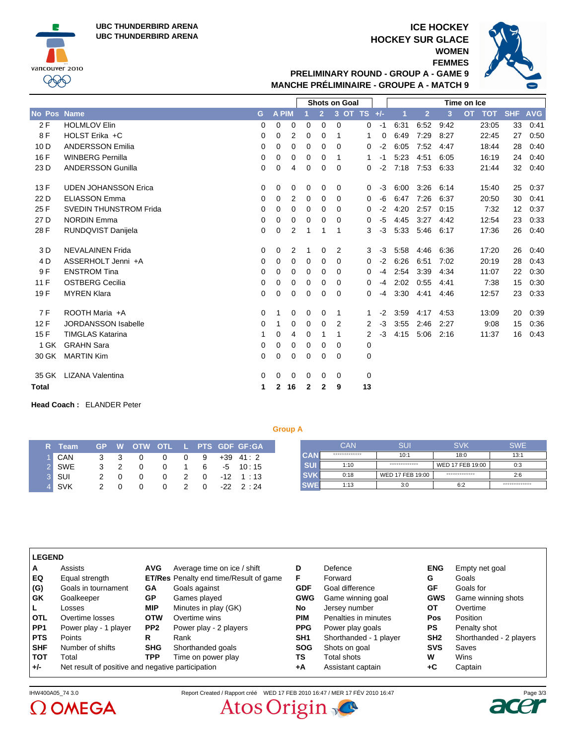UBC THUNDERBIRD ARENA
UBC THUNDERBIRD ARENA

# ICE HOCKEY
# HOCKEY SUR GLACE
## WOMEN
## FEMMES
### PRELIMINARY ROUND - GROUP A - GAME 9
### MANCHE PRÉLIMINAIRE - GROUPE A - MATCH 9

| No | Pos | Name | G | A | PIM | Shots on Goal 1 | 2 | 3 | OT | TS | +/- | Time on Ice 1 | 2 | 3 | OT | TOT | SHF | AVG |
|---|---|---|---|---|---|---|---|---|---|---|---|---|---|---|---|---|---|---|
| 2 | F | HOLMLOV Elin | 0 | 0 | 0 | 0 | 0 | 0 | | 0 | -1 | 6:31 | 6:52 | 9:42 | | 23:05 | 33 | 0:41 |
| 8 | F | HOLST Erika +C | 0 | 0 | 2 | 0 | 0 | 1 | | 1 | 0 | 6:49 | 7:29 | 8:27 | | 22:45 | 27 | 0:50 |
| 10 | D | ANDERSSON Emilia | 0 | 0 | 0 | 0 | 0 | 0 | | 0 | -2 | 6:05 | 7:52 | 4:47 | | 18:44 | 28 | 0:40 |
| 16 | F | WINBERG Pernilla | 0 | 0 | 0 | 0 | 0 | 1 | | 1 | -1 | 5:23 | 4:51 | 6:05 | | 16:19 | 24 | 0:40 |
| 23 | D | ANDERSSON Gunilla | 0 | 0 | 4 | 0 | 0 | 0 | | 0 | -2 | 7:18 | 7:53 | 6:33 | | 21:44 | 32 | 0:40 |
| 13 | F | UDEN JOHANSSON Erica | 0 | 0 | 0 | 0 | 0 | 0 | | 0 | -3 | 6:00 | 3:26 | 6:14 | | 15:40 | 25 | 0:37 |
| 22 | D | ELIASSON Emma | 0 | 0 | 2 | 0 | 0 | 0 | | 0 | -6 | 6:47 | 7:26 | 6:37 | | 20:50 | 30 | 0:41 |
| 25 | F | SVEDIN THUNSTROM Frida | 0 | 0 | 0 | 0 | 0 | 0 | | 0 | -2 | 4:20 | 2:57 | 0:15 | | 7:32 | 12 | 0:37 |
| 27 | D | NORDIN Emma | 0 | 0 | 0 | 0 | 0 | 0 | | 0 | -5 | 4:45 | 3:27 | 4:42 | | 12:54 | 23 | 0:33 |
| 28 | F | RUNDQVIST Danijela | 0 | 0 | 2 | 1 | 1 | 1 | | 3 | -3 | 5:33 | 5:46 | 6:17 | | 17:36 | 26 | 0:40 |
| 3 | D | NEVALAINEN Frida | 0 | 0 | 2 | 1 | 0 | 2 | | 3 | -3 | 5:58 | 4:46 | 6:36 | | 17:20 | 26 | 0:40 |
| 4 | D | ASSERHOLT Jenni +A | 0 | 0 | 0 | 0 | 0 | 0 | | 0 | -2 | 6:26 | 6:51 | 7:02 | | 20:19 | 28 | 0:43 |
| 9 | F | ENSTROM Tina | 0 | 0 | 0 | 0 | 0 | 0 | | 0 | -4 | 2:54 | 3:39 | 4:34 | | 11:07 | 22 | 0:30 |
| 11 | F | OSTBERG Cecilia | 0 | 0 | 0 | 0 | 0 | 0 | | 0 | -4 | 2:02 | 0:55 | 4:41 | | 7:38 | 15 | 0:30 |
| 19 | F | MYREN Klara | 0 | 0 | 0 | 0 | 0 | 0 | | 0 | -4 | 3:30 | 4:41 | 4:46 | | 12:57 | 23 | 0:33 |
| 7 | F | ROOTH Maria +A | 0 | 1 | 0 | 0 | 0 | 1 | | 1 | -2 | 3:59 | 4:17 | 4:53 | | 13:09 | 20 | 0:39 |
| 12 | F | JORDANSSON Isabelle | 0 | 1 | 0 | 0 | 0 | 2 | | 2 | -3 | 3:55 | 2:46 | 2:27 | | 9:08 | 15 | 0:36 |
| 15 | F | TIMGLAS Katarina | 1 | 0 | 4 | 0 | 1 | 1 | | 2 | -3 | 4:15 | 5:06 | 2:16 | | 11:37 | 16 | 0:43 |
| 1 | GK | GRAHN Sara | 0 | 0 | 0 | 0 | 0 | 0 | | 0 | | | | | | | | |
| 30 | GK | MARTIN Kim | 0 | 0 | 0 | 0 | 0 | 0 | | 0 | | | | | | | | |
| 35 | GK | LIZANA Valentina | 0 | 0 | 0 | 0 | 0 | 0 | | 0 | | | | | | | | |
| **Total** | | | **1** | **2** | **16** | **2** | **2** | **9** | | **13** | | | | | | | | |

**Head Coach :** ELANDER Peter

**Group A**

| R | Team | GP | W | OTW | OTL | L | PTS | GDF | GF:GA |
|---|---|---|---|---|---|---|---|---|---|
| 1 | CAN | 3 | 3 | 0 | 0 | 0 | 9 | +39 | 41 : 2 |
| 2 | SWE | 3 | 2 | 0 | 0 | 1 | 6 | -5 | 10 : 15 |
| 3 | SUI | 2 | 0 | 0 | 0 | 2 | 0 | -12 | 1 : 13 |
| 4 | SVK | 2 | 0 | 0 | 0 | 2 | 0 | -22 | 2 : 24 |

| | CAN | SUI | SVK | SWE |
|---|---|---|---|---|
| CAN | ************ | 10:1 | 18:0 | 13:1 |
| SUI | 1:10 | ************ | WED 17 FEB 19:00 | 0:3 |
| SVK | 0:18 | WED 17 FEB 19:00 | ************ | 2:6 |
| SWE | 1:13 | 3:0 | 6:2 | ************ |

**LEGEND**

| | | | | | | | |
|---|---|---|---|---|---|---|---|
| **A** | Assists | **AVG** | Average time on ice / shift | **D** | Defence | **ENG** | Empty net goal |
| **EQ** | Equal strength | **ET/Res** | Penalty end time/Result of game | **F** | Forward | **G** | Goals |
| **(G)** | Goals in tournament | **GA** | Goals against | **GDF** | Goal difference | **GF** | Goals for |
| **GK** | Goalkeeper | **GP** | Games played | **GWG** | Game winning goal | **GWS** | Game winning shots |
| **L** | Losses | **MIP** | Minutes in play (GK) | **No** | Jersey number | **OT** | Overtime |
| **OTL** | Overtime losses | **OTW** | Overtime wins | **PIM** | Penalties in minutes | **Pos** | Position |
| **PP1** | Power play - 1 player | **PP2** | Power play - 2 players | **PPG** | Power play goals | **PS** | Penalty shot |
| **PTS** | Points | **R** | Rank | **SH1** | Shorthanded - 1 player | **SH2** | Shorthanded - 2 players |
| **SHF** | Number of shifts | **SHG** | Shorthanded goals | **SOG** | Shots on goal | **SVS** | Saves |
| **TOT** | Total | **TPP** | Time on power play | **TS** | Total shots | **W** | Wins |
| **+/-** | Net result of positive and negative participation | | | **+A** | Assistant captain | **+C** | Captain |

IHW400A05_74 3.0 Report Created / Rapport créé WED 17 FEB 2010 16:47 / MER 17 FÉV 2010 16:47